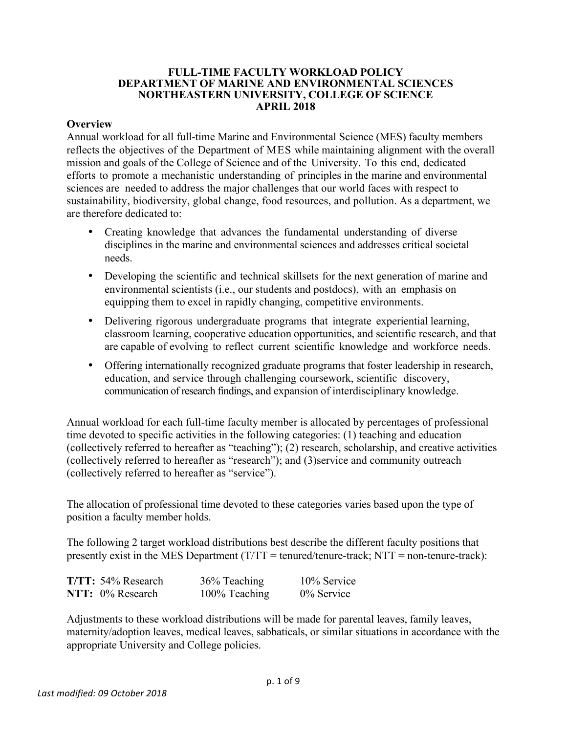# FULL-TIME FACULTY WORKLOAD POLICY
# DEPARTMENT OF MARINE AND ENVIRONMENTAL SCIENCES
# NORTHEASTERN UNIVERSITY, COLLEGE OF SCIENCE
# APRIL 2018

## Overview

Annual workload for all full-time Marine and Environmental Science (MES) faculty members reflects the objectives of the Department of MES while maintaining alignment with the overall mission and goals of the College of Science and of the University. To this end, dedicated efforts to promote a mechanistic understanding of principles in the marine and environmental sciences are needed to address the major challenges that our world faces with respect to sustainability, biodiversity, global change, food resources, and pollution. As a department, we are therefore dedicated to:

- Creating knowledge that advances the fundamental understanding of diverse disciplines in the marine and environmental sciences and addresses critical societal needs.
- Developing the scientific and technical skillsets for the next generation of marine and environmental scientists (i.e., our students and postdocs), with an emphasis on equipping them to excel in rapidly changing, competitive environments.
- Delivering rigorous undergraduate programs that integrate experiential learning, classroom learning, cooperative education opportunities, and scientific research, and that are capable of evolving to reflect current scientific knowledge and workforce needs.
- Offering internationally recognized graduate programs that foster leadership in research, education, and service through challenging coursework, scientific discovery, communication of research findings, and expansion of interdisciplinary knowledge.

Annual workload for each full-time faculty member is allocated by percentages of professional time devoted to specific activities in the following categories: (1) teaching and education (collectively referred to hereafter as "teaching"); (2) research, scholarship, and creative activities (collectively referred to hereafter as "research"); and (3)service and community outreach (collectively referred to hereafter as "service").

The allocation of professional time devoted to these categories varies based upon the type of position a faculty member holds.

The following 2 target workload distributions best describe the different faculty positions that presently exist in the MES Department (T/TT = tenured/tenure-track; NTT = non-tenure-track):

| | | | |
|---|---|---|---|
| **T/TT:** | 54% Research | 36% Teaching | 10% Service |
| **NTT:** | 0% Research | 100% Teaching | 0% Service |

Adjustments to these workload distributions will be made for parental leaves, family leaves, maternity/adoption leaves, medical leaves, sabbaticals, or similar situations in accordance with the appropriate University and College policies.

*Last modified: 09 October 2018*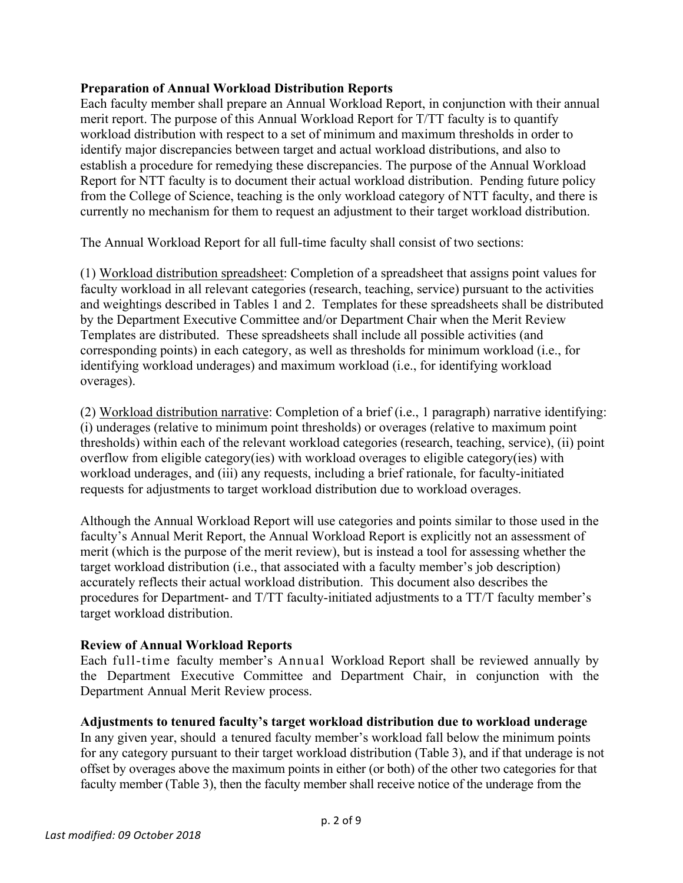**Preparation of Annual Workload Distribution Reports**

Each faculty member shall prepare an Annual Workload Report, in conjunction with their annual merit report. The purpose of this Annual Workload Report for T/TT faculty is to quantify workload distribution with respect to a set of minimum and maximum thresholds in order to identify major discrepancies between target and actual workload distributions, and also to establish a procedure for remedying these discrepancies. The purpose of the Annual Workload Report for NTT faculty is to document their actual workload distribution. Pending future policy from the College of Science, teaching is the only workload category of NTT faculty, and there is currently no mechanism for them to request an adjustment to their target workload distribution.

The Annual Workload Report for all full-time faculty shall consist of two sections:

(1) <u>Workload distribution spreadsheet</u>: Completion of a spreadsheet that assigns point values for faculty workload in all relevant categories (research, teaching, service) pursuant to the activities and weightings described in Tables 1 and 2. Templates for these spreadsheets shall be distributed by the Department Executive Committee and/or Department Chair when the Merit Review Templates are distributed. These spreadsheets shall include all possible activities (and corresponding points) in each category, as well as thresholds for minimum workload (i.e., for identifying workload underages) and maximum workload (i.e., for identifying workload overages).

(2) <u>Workload distribution narrative</u>: Completion of a brief (i.e., 1 paragraph) narrative identifying: (i) underages (relative to minimum point thresholds) or overages (relative to maximum point thresholds) within each of the relevant workload categories (research, teaching, service), (ii) point overflow from eligible category(ies) with workload overages to eligible category(ies) with workload underages, and (iii) any requests, including a brief rationale, for faculty-initiated requests for adjustments to target workload distribution due to workload overages.

Although the Annual Workload Report will use categories and points similar to those used in the faculty's Annual Merit Report, the Annual Workload Report is explicitly not an assessment of merit (which is the purpose of the merit review), but is instead a tool for assessing whether the target workload distribution (i.e., that associated with a faculty member's job description) accurately reflects their actual workload distribution. This document also describes the procedures for Department- and T/TT faculty-initiated adjustments to a TT/T faculty member's target workload distribution.

**Review of Annual Workload Reports**

Each full-time faculty member's Annual Workload Report shall be reviewed annually by the Department Executive Committee and Department Chair, in conjunction with the Department Annual Merit Review process.

**Adjustments to tenured faculty's target workload distribution due to workload underage**

In any given year, should a tenured faculty member's workload fall below the minimum points for any category pursuant to their target workload distribution (Table 3), and if that underage is not offset by overages above the maximum points in either (or both) of the other two categories for that faculty member (Table 3), then the faculty member shall receive notice of the underage from the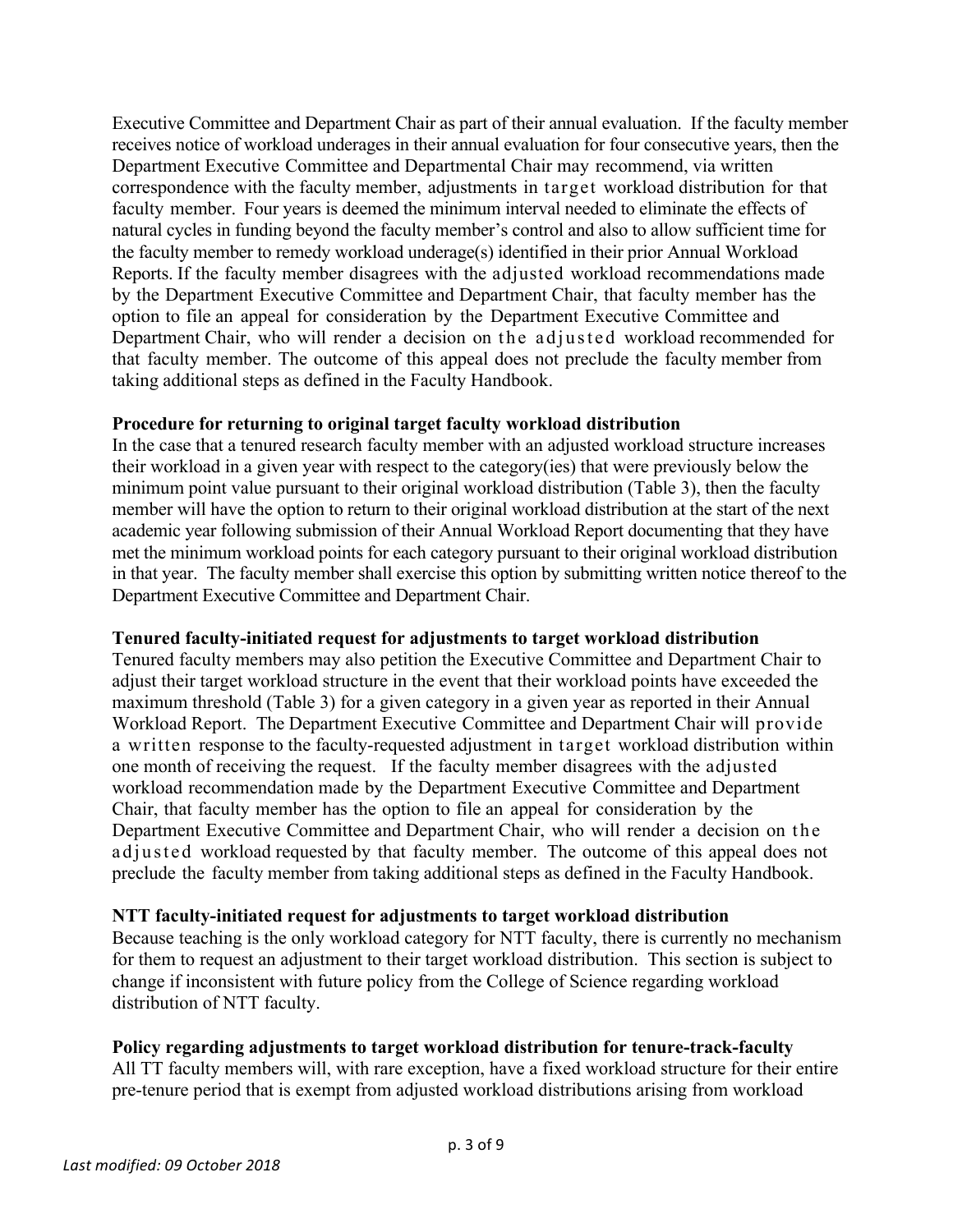Executive Committee and Department Chair as part of their annual evaluation. If the faculty member receives notice of workload underages in their annual evaluation for four consecutive years, then the Department Executive Committee and Departmental Chair may recommend, via written correspondence with the faculty member, adjustments in target workload distribution for that faculty member. Four years is deemed the minimum interval needed to eliminate the effects of natural cycles in funding beyond the faculty member's control and also to allow sufficient time for the faculty member to remedy workload underage(s) identified in their prior Annual Workload Reports. If the faculty member disagrees with the adjusted workload recommendations made by the Department Executive Committee and Department Chair, that faculty member has the option to file an appeal for consideration by the Department Executive Committee and Department Chair, who will render a decision on the adjusted workload recommended for that faculty member. The outcome of this appeal does not preclude the faculty member from taking additional steps as defined in the Faculty Handbook.

**Procedure for returning to original target faculty workload distribution**

In the case that a tenured research faculty member with an adjusted workload structure increases their workload in a given year with respect to the category(ies) that were previously below the minimum point value pursuant to their original workload distribution (Table 3), then the faculty member will have the option to return to their original workload distribution at the start of the next academic year following submission of their Annual Workload Report documenting that they have met the minimum workload points for each category pursuant to their original workload distribution in that year. The faculty member shall exercise this option by submitting written notice thereof to the Department Executive Committee and Department Chair.

**Tenured faculty-initiated request for adjustments to target workload distribution**

Tenured faculty members may also petition the Executive Committee and Department Chair to adjust their target workload structure in the event that their workload points have exceeded the maximum threshold (Table 3) for a given category in a given year as reported in their Annual Workload Report. The Department Executive Committee and Department Chair will provide a written response to the faculty-requested adjustment in target workload distribution within one month of receiving the request. If the faculty member disagrees with the adjusted workload recommendation made by the Department Executive Committee and Department Chair, that faculty member has the option to file an appeal for consideration by the Department Executive Committee and Department Chair, who will render a decision on the adjusted workload requested by that faculty member. The outcome of this appeal does not preclude the faculty member from taking additional steps as defined in the Faculty Handbook.

**NTT faculty-initiated request for adjustments to target workload distribution**

Because teaching is the only workload category for NTT faculty, there is currently no mechanism for them to request an adjustment to their target workload distribution. This section is subject to change if inconsistent with future policy from the College of Science regarding workload distribution of NTT faculty.

**Policy regarding adjustments to target workload distribution for tenure-track-faculty**

All TT faculty members will, with rare exception, have a fixed workload structure for their entire pre-tenure period that is exempt from adjusted workload distributions arising from workload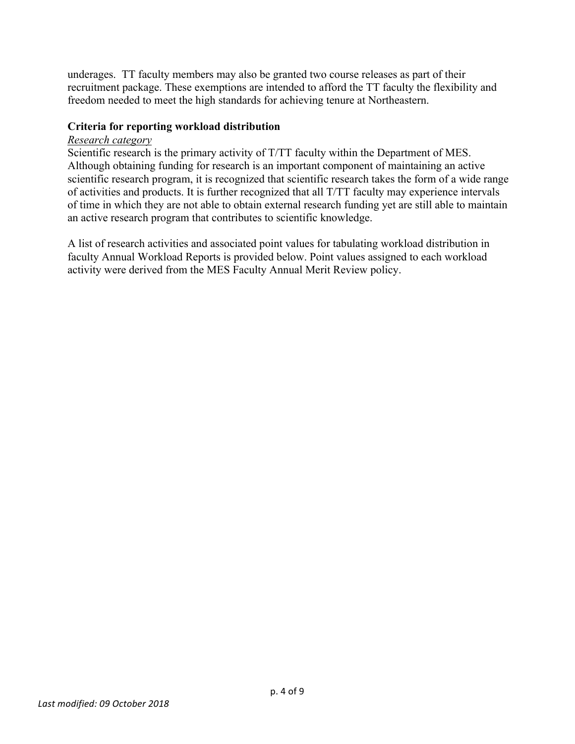underages. TT faculty members may also be granted two course releases as part of their recruitment package. These exemptions are intended to afford the TT faculty the flexibility and freedom needed to meet the high standards for achieving tenure at Northeastern.

**Criteria for reporting workload distribution**

*Research category*

Scientific research is the primary activity of T/TT faculty within the Department of MES. Although obtaining funding for research is an important component of maintaining an active scientific research program, it is recognized that scientific research takes the form of a wide range of activities and products. It is further recognized that all T/TT faculty may experience intervals of time in which they are not able to obtain external research funding yet are still able to maintain an active research program that contributes to scientific knowledge.

A list of research activities and associated point values for tabulating workload distribution in faculty Annual Workload Reports is provided below. Point values assigned to each workload activity were derived from the MES Faculty Annual Merit Review policy.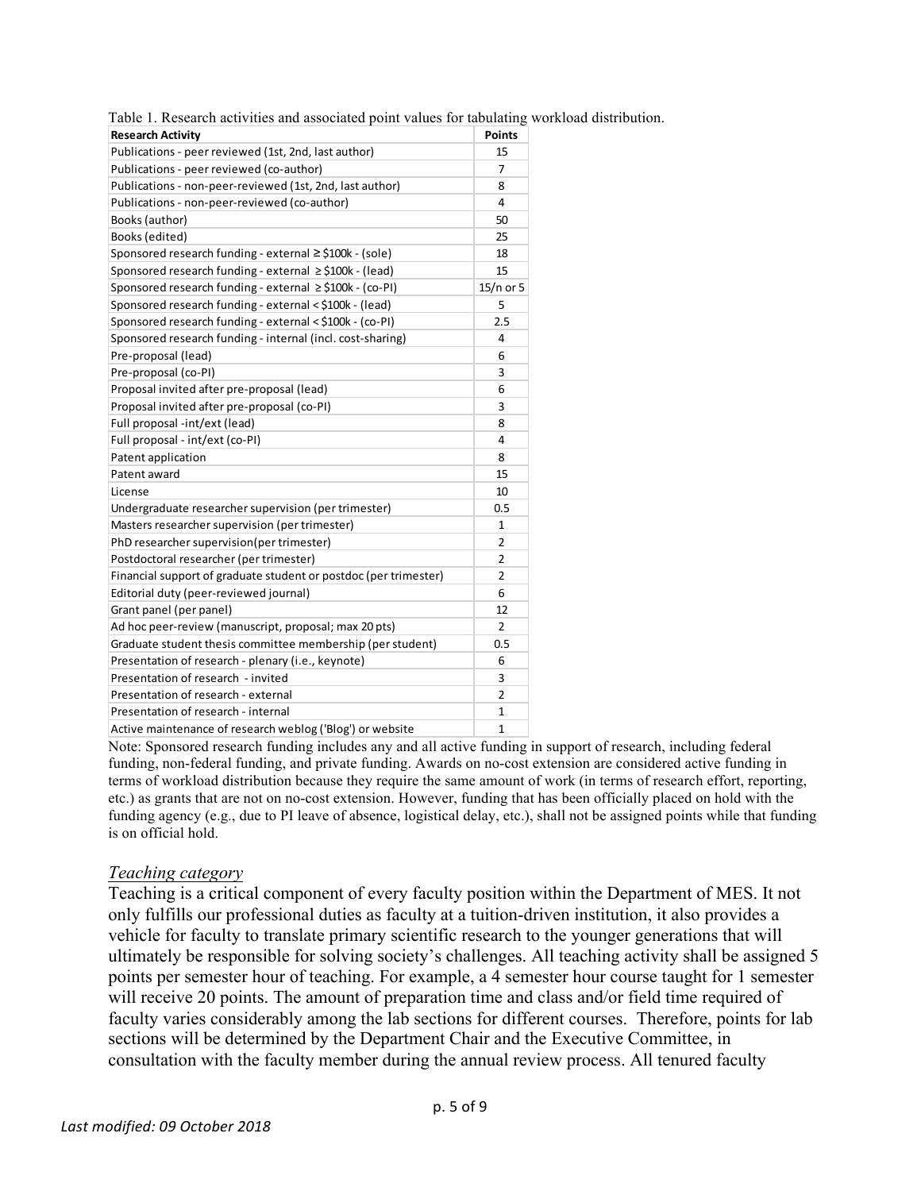Table 1. Research activities and associated point values for tabulating workload distribution.

| Research Activity | Points |
|---|---|
| Publications - peer reviewed (1st, 2nd, last author) | 15 |
| Publications - peer reviewed (co-author) | 7 |
| Publications - non-peer-reviewed (1st, 2nd, last author) | 8 |
| Publications - non-peer-reviewed (co-author) | 4 |
| Books (author) | 50 |
| Books (edited) | 25 |
| Sponsored research funding - external ≥ $100k - (sole) | 18 |
| Sponsored research funding - external ≥ $100k - (lead) | 15 |
| Sponsored research funding - external ≥ $100k - (co-PI) | 15/n or 5 |
| Sponsored research funding - external < $100k - (lead) | 5 |
| Sponsored research funding - external < $100k - (co-PI) | 2.5 |
| Sponsored research funding - internal (incl. cost-sharing) | 4 |
| Pre-proposal (lead) | 6 |
| Pre-proposal (co-PI) | 3 |
| Proposal invited after pre-proposal (lead) | 6 |
| Proposal invited after pre-proposal (co-PI) | 3 |
| Full proposal -int/ext (lead) | 8 |
| Full proposal - int/ext (co-PI) | 4 |
| Patent application | 8 |
| Patent award | 15 |
| License | 10 |
| Undergraduate researcher supervision (per trimester) | 0.5 |
| Masters researcher supervision (per trimester) | 1 |
| PhD researcher supervision(per trimester) | 2 |
| Postdoctoral researcher (per trimester) | 2 |
| Financial support of graduate student or postdoc (per trimester) | 2 |
| Editorial duty (peer-reviewed journal) | 6 |
| Grant panel (per panel) | 12 |
| Ad hoc peer-review (manuscript, proposal; max 20 pts) | 2 |
| Graduate student thesis committee membership (per student) | 0.5 |
| Presentation of research - plenary (i.e., keynote) | 6 |
| Presentation of research - invited | 3 |
| Presentation of research - external | 2 |
| Presentation of research - internal | 1 |
| Active maintenance of research weblog ('Blog') or website | 1 |

Note: Sponsored research funding includes any and all active funding in support of research, including federal funding, non-federal funding, and private funding. Awards on no-cost extension are considered active funding in terms of workload distribution because they require the same amount of work (in terms of research effort, reporting, etc.) as grants that are not on no-cost extension. However, funding that has been officially placed on hold with the funding agency (e.g., due to PI leave of absence, logistical delay, etc.), shall not be assigned points while that funding is on official hold.

### *Teaching category*

Teaching is a critical component of every faculty position within the Department of MES. It not only fulfills our professional duties as faculty at a tuition-driven institution, it also provides a vehicle for faculty to translate primary scientific research to the younger generations that will ultimately be responsible for solving society's challenges. All teaching activity shall be assigned 5 points per semester hour of teaching. For example, a 4 semester hour course taught for 1 semester will receive 20 points. The amount of preparation time and class and/or field time required of faculty varies considerably among the lab sections for different courses. Therefore, points for lab sections will be determined by the Department Chair and the Executive Committee, in consultation with the faculty member during the annual review process. All tenured faculty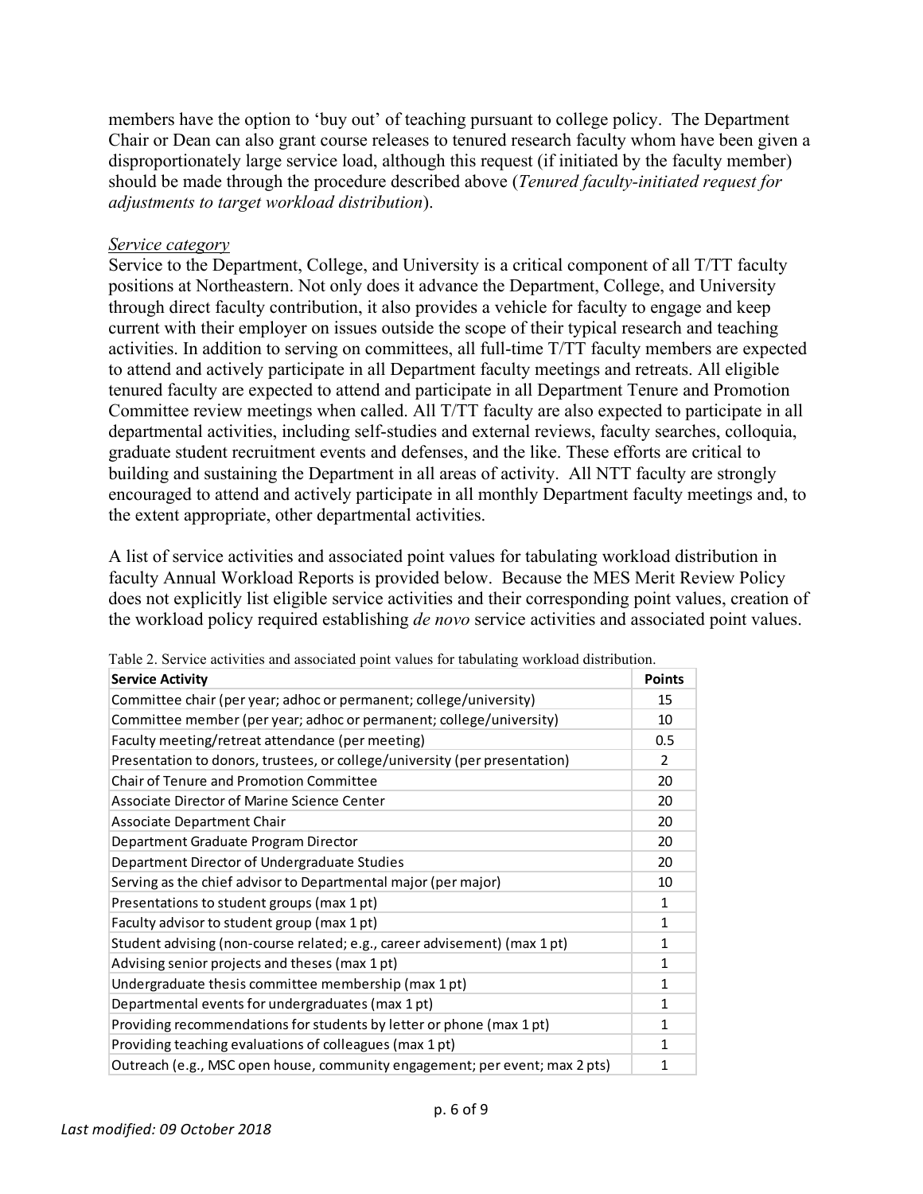members have the option to 'buy out' of teaching pursuant to college policy. The Department Chair or Dean can also grant course releases to tenured research faculty whom have been given a disproportionately large service load, although this request (if initiated by the faculty member) should be made through the procedure described above (*Tenured faculty-initiated request for adjustments to target workload distribution*).

*Service category*

Service to the Department, College, and University is a critical component of all T/TT faculty positions at Northeastern. Not only does it advance the Department, College, and University through direct faculty contribution, it also provides a vehicle for faculty to engage and keep current with their employer on issues outside the scope of their typical research and teaching activities. In addition to serving on committees, all full-time T/TT faculty members are expected to attend and actively participate in all Department faculty meetings and retreats. All eligible tenured faculty are expected to attend and participate in all Department Tenure and Promotion Committee review meetings when called. All T/TT faculty are also expected to participate in all departmental activities, including self-studies and external reviews, faculty searches, colloquia, graduate student recruitment events and defenses, and the like. These efforts are critical to building and sustaining the Department in all areas of activity. All NTT faculty are strongly encouraged to attend and actively participate in all monthly Department faculty meetings and, to the extent appropriate, other departmental activities.

A list of service activities and associated point values for tabulating workload distribution in faculty Annual Workload Reports is provided below. Because the MES Merit Review Policy does not explicitly list eligible service activities and their corresponding point values, creation of the workload policy required establishing *de novo* service activities and associated point values.

Table 2. Service activities and associated point values for tabulating workload distribution.

| Service Activity | Points |
|---|---|
| Committee chair (per year; adhoc or permanent; college/university) | 15 |
| Committee member (per year; adhoc or permanent; college/university) | 10 |
| Faculty meeting/retreat attendance (per meeting) | 0.5 |
| Presentation to donors, trustees, or college/university (per presentation) | 2 |
| Chair of Tenure and Promotion Committee | 20 |
| Associate Director of Marine Science Center | 20 |
| Associate Department Chair | 20 |
| Department Graduate Program Director | 20 |
| Department Director of Undergraduate Studies | 20 |
| Serving as the chief advisor to Departmental major (per major) | 10 |
| Presentations to student groups (max 1 pt) | 1 |
| Faculty advisor to student group (max 1 pt) | 1 |
| Student advising (non-course related; e.g., career advisement) (max 1 pt) | 1 |
| Advising senior projects and theses (max 1 pt) | 1 |
| Undergraduate thesis committee membership (max 1 pt) | 1 |
| Departmental events for undergraduates (max 1 pt) | 1 |
| Providing recommendations for students by letter or phone (max 1 pt) | 1 |
| Providing teaching evaluations of colleagues (max 1 pt) | 1 |
| Outreach (e.g., MSC open house, community engagement; per event; max 2 pts) | 1 |

*Last modified: 09 October 2018*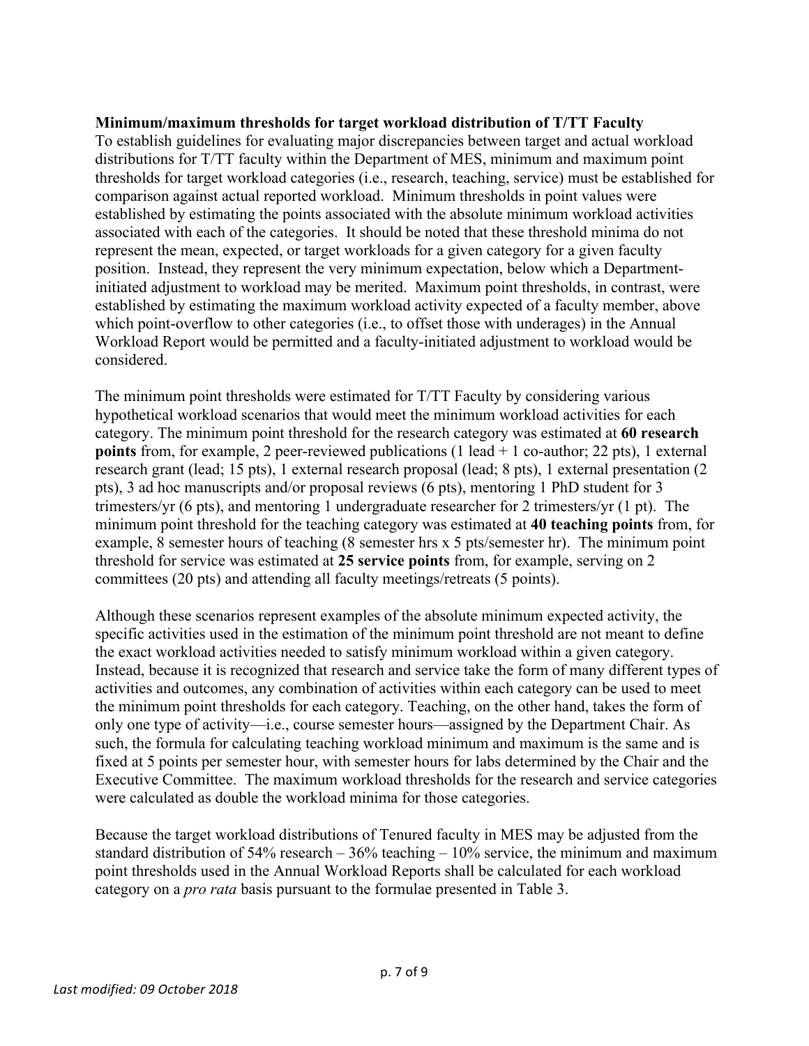**Minimum/maximum thresholds for target workload distribution of T/TT Faculty**

To establish guidelines for evaluating major discrepancies between target and actual workload distributions for T/TT faculty within the Department of MES, minimum and maximum point thresholds for target workload categories (i.e., research, teaching, service) must be established for comparison against actual reported workload. Minimum thresholds in point values were established by estimating the points associated with the absolute minimum workload activities associated with each of the categories. It should be noted that these threshold minima do not represent the mean, expected, or target workloads for a given category for a given faculty position. Instead, they represent the very minimum expectation, below which a Department-initiated adjustment to workload may be merited. Maximum point thresholds, in contrast, were established by estimating the maximum workload activity expected of a faculty member, above which point-overflow to other categories (i.e., to offset those with underages) in the Annual Workload Report would be permitted and a faculty-initiated adjustment to workload would be considered.

The minimum point thresholds were estimated for T/TT Faculty by considering various hypothetical workload scenarios that would meet the minimum workload activities for each category. The minimum point threshold for the research category was estimated at **60 research points** from, for example, 2 peer-reviewed publications (1 lead + 1 co-author; 22 pts), 1 external research grant (lead; 15 pts), 1 external research proposal (lead; 8 pts), 1 external presentation (2 pts), 3 ad hoc manuscripts and/or proposal reviews (6 pts), mentoring 1 PhD student for 3 trimesters/yr (6 pts), and mentoring 1 undergraduate researcher for 2 trimesters/yr (1 pt). The minimum point threshold for the teaching category was estimated at **40 teaching points** from, for example, 8 semester hours of teaching (8 semester hrs x 5 pts/semester hr). The minimum point threshold for service was estimated at **25 service points** from, for example, serving on 2 committees (20 pts) and attending all faculty meetings/retreats (5 points).

Although these scenarios represent examples of the absolute minimum expected activity, the specific activities used in the estimation of the minimum point threshold are not meant to define the exact workload activities needed to satisfy minimum workload within a given category. Instead, because it is recognized that research and service take the form of many different types of activities and outcomes, any combination of activities within each category can be used to meet the minimum point thresholds for each category. Teaching, on the other hand, takes the form of only one type of activity—i.e., course semester hours—assigned by the Department Chair. As such, the formula for calculating teaching workload minimum and maximum is the same and is fixed at 5 points per semester hour, with semester hours for labs determined by the Chair and the Executive Committee. The maximum workload thresholds for the research and service categories were calculated as double the workload minima for those categories.

Because the target workload distributions of Tenured faculty in MES may be adjusted from the standard distribution of 54% research – 36% teaching – 10% service, the minimum and maximum point thresholds used in the Annual Workload Reports shall be calculated for each workload category on a *pro rata* basis pursuant to the formulae presented in Table 3.

*Last modified: 09 October 2018*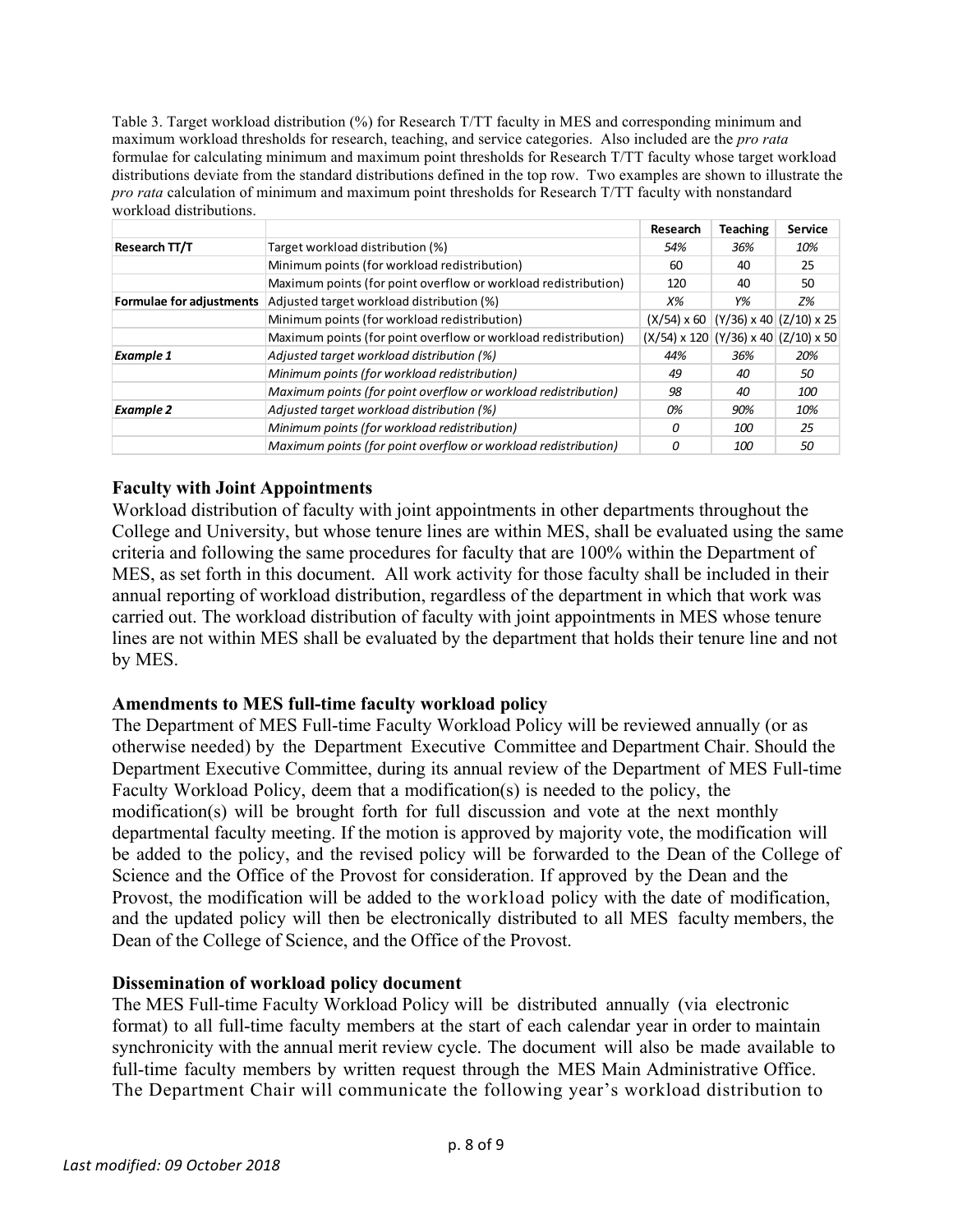Table 3. Target workload distribution (%) for Research T/TT faculty in MES and corresponding minimum and maximum workload thresholds for research, teaching, and service categories. Also included are the *pro rata* formulae for calculating minimum and maximum point thresholds for Research T/TT faculty whose target workload distributions deviate from the standard distributions defined in the top row. Two examples are shown to illustrate the *pro rata* calculation of minimum and maximum point thresholds for Research T/TT faculty with nonstandard workload distributions.

| | | Research | Teaching | Service |
|---|---|---|---|---|
| **Research TT/T** | Target workload distribution (%) | *54%* | *36%* | *10%* |
| | Minimum points (for workload redistribution) | 60 | 40 | 25 |
| | Maximum points (for point overflow or workload redistribution) | 120 | 40 | 50 |
| **Formulae for adjustments** | Adjusted target workload distribution (%) | *X%* | *Y%* | *Z%* |
| | Minimum points (for workload redistribution) | $(X/54) \times 60$ | $(Y/36) \times 40$ | $(Z/10) \times 25$ |
| | Maximum points (for point overflow or workload redistribution) | $(X/54) \times 120$ | $(Y/36) \times 40$ | $(Z/10) \times 50$ |
| ***Example 1*** | *Adjusted target workload distribution (%)* | *44%* | *36%* | *20%* |
| | *Minimum points (for workload redistribution)* | *49* | *40* | *50* |
| | *Maximum points (for point overflow or workload redistribution)* | *98* | *40* | *100* |
| ***Example 2*** | *Adjusted target workload distribution (%)* | *0%* | *90%* | *10%* |
| | *Minimum points (for workload redistribution)* | *0* | *100* | *25* |
| | *Maximum points (for point overflow or workload redistribution)* | *0* | *100* | *50* |

### Faculty with Joint Appointments

Workload distribution of faculty with joint appointments in other departments throughout the College and University, but whose tenure lines are within MES, shall be evaluated using the same criteria and following the same procedures for faculty that are 100% within the Department of MES, as set forth in this document. All work activity for those faculty shall be included in their annual reporting of workload distribution, regardless of the department in which that work was carried out. The workload distribution of faculty with joint appointments in MES whose tenure lines are not within MES shall be evaluated by the department that holds their tenure line and not by MES.

### Amendments to MES full-time faculty workload policy

The Department of MES Full-time Faculty Workload Policy will be reviewed annually (or as otherwise needed) by the Department Executive Committee and Department Chair. Should the Department Executive Committee, during its annual review of the Department of MES Full-time Faculty Workload Policy, deem that a modification(s) is needed to the policy, the modification(s) will be brought forth for full discussion and vote at the next monthly departmental faculty meeting. If the motion is approved by majority vote, the modification will be added to the policy, and the revised policy will be forwarded to the Dean of the College of Science and the Office of the Provost for consideration. If approved by the Dean and the Provost, the modification will be added to the workload policy with the date of modification, and the updated policy will then be electronically distributed to all MES faculty members, the Dean of the College of Science, and the Office of the Provost.

### Dissemination of workload policy document

The MES Full-time Faculty Workload Policy will be distributed annually (via electronic format) to all full-time faculty members at the start of each calendar year in order to maintain synchronicity with the annual merit review cycle. The document will also be made available to full-time faculty members by written request through the MES Main Administrative Office. The Department Chair will communicate the following year's workload distribution to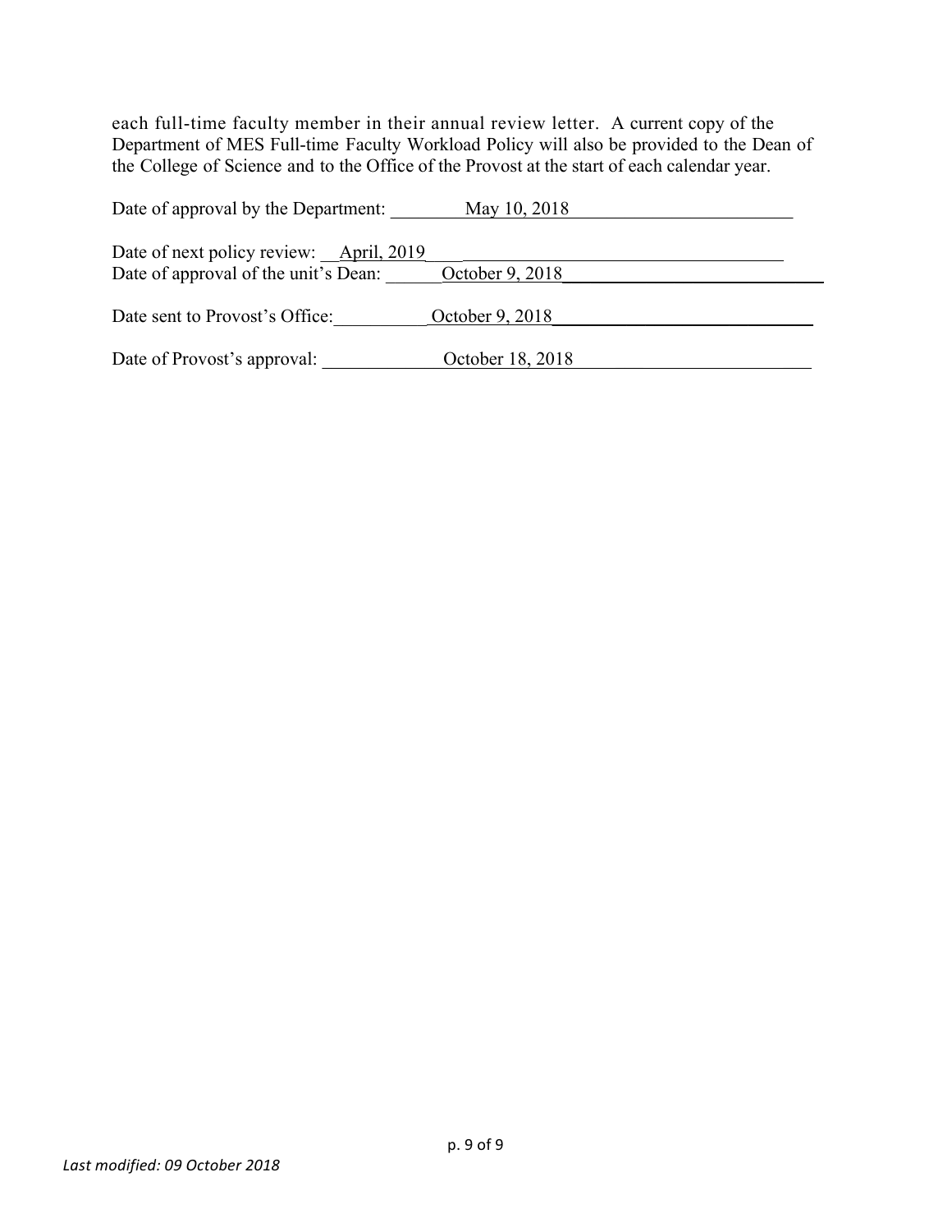each full-time faculty member in their annual review letter. A current copy of the Department of MES Full-time Faculty Workload Policy will also be provided to the Dean of the College of Science and to the Office of the Provost at the start of each calendar year.

Date of approval by the Department: May 10, 2018

Date of next policy review: April, 2019

Date of approval of the unit's Dean: October 9, 2018

Date sent to Provost's Office: October 9, 2018

Date of Provost's approval: October 18, 2018

*Last modified: 09 October 2018*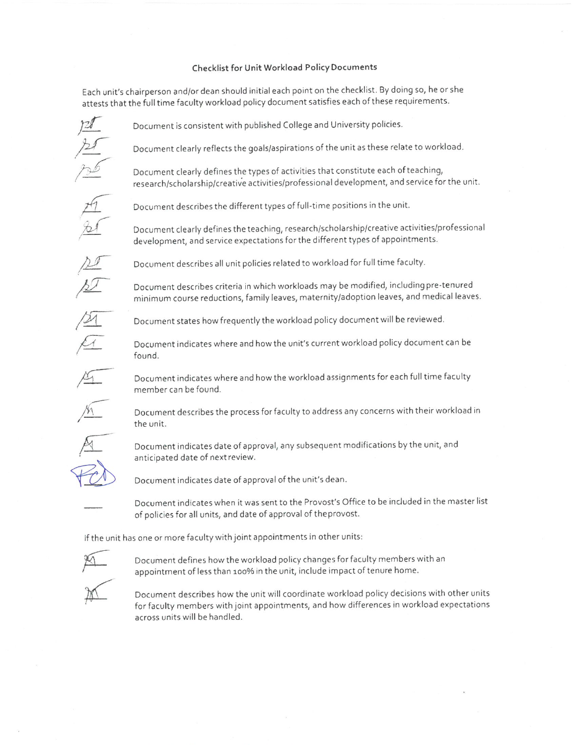### Checklist for Unit Workload Policy Documents

Each unit's chairperson and/or dean should initial each point on the checklist. By doing so, he or she attests that the full time faculty workload policy document satisfies each of these requirements.

- Document is consistent with published College and University policies.
- Document clearly reflects the goals/aspirations of the unit as these relate to workload.
- Document clearly defines the types of activities that constitute each of teaching, research/scholarship/creative activities/professional development, and service for the unit.
- Document describes the different types of full-time positions in the unit.
- Document clearly defines the teaching, research/scholarship/creative activities/professional development, and service expectations for the different types of appointments.
- Document describes all unit policies related to workload for full time faculty.
- Document describes criteria in which workloads may be modified, including pre-tenured minimum course reductions, family leaves, maternity/adoption leaves, and medical leaves.
- Document states how frequently the workload policy document will be reviewed.
- Document indicates where and how the unit's current workload policy document can be found.
- Document indicates where and how the workload assignments for each full time faculty member can be found.
- Document describes the process for faculty to address any concerns with their workload in the unit.
- Document indicates date of approval, any subsequent modifications by the unit, and anticipated date of next review.
- Document indicates date of approval of the unit's dean.
- Document indicates when it was sent to the Provost's Office to be included in the master list of policies for all units, and date of approval of the provost.

If the unit has one or more faculty with joint appointments in other units:

- Document defines how the workload policy changes for faculty members with an appointment of less than 100% in the unit, include impact of tenure home.
- Document describes how the unit will coordinate workload policy decisions with other units for faculty members with joint appointments, and how differences in workload expectations across units will be handled.